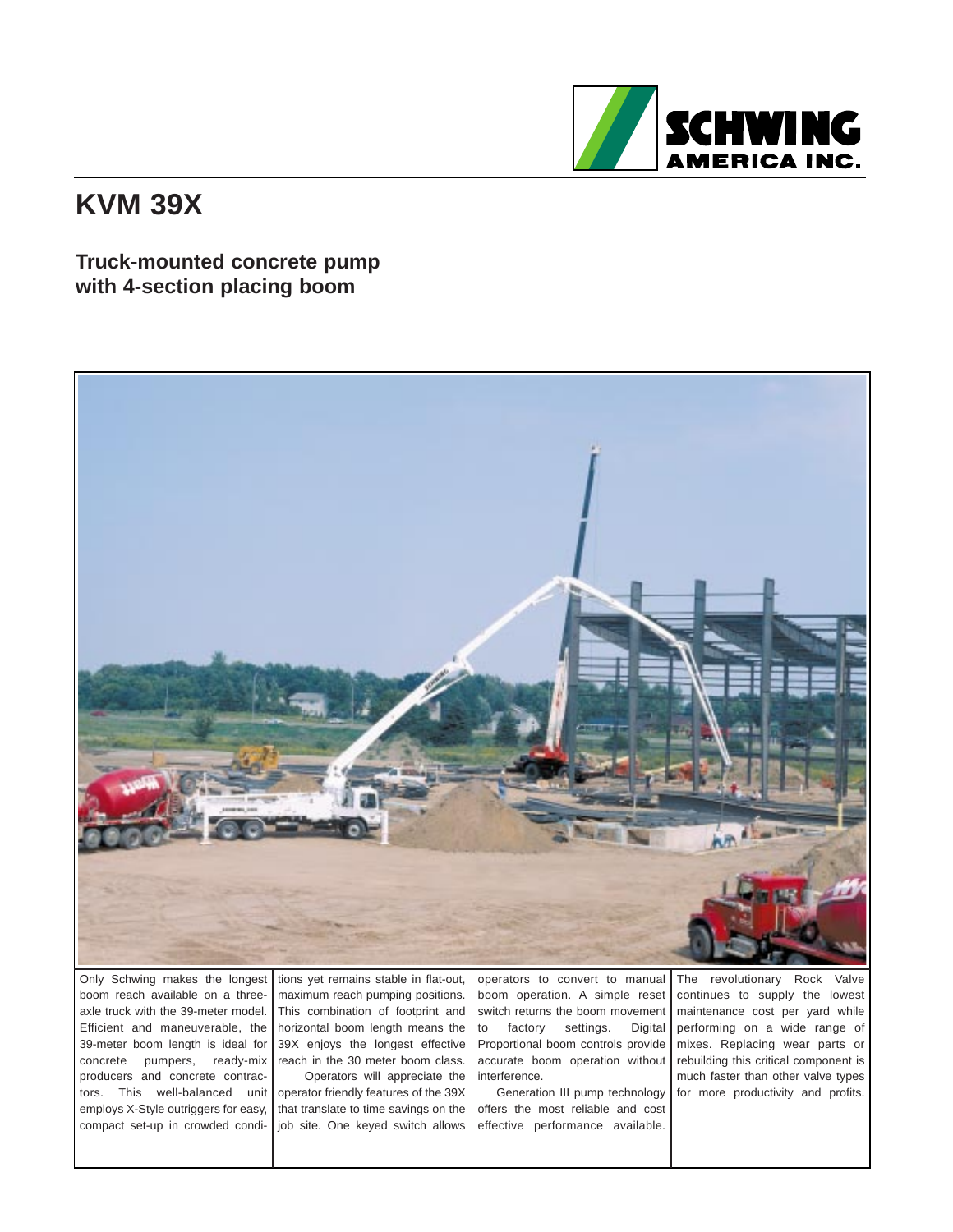SCHWING AMERICA INC.

# KVM 39X

## Truck-mounted concrete pump with 4-section placing boom

Only Schwing makes the longest boom reach available on a three-axle truck with the 39-meter model. Efficient and maneuverable, the 39-meter boom length is ideal for concrete pumpers, ready-mix producers and concrete contractors. This well-balanced unit employs X-Style outriggers for easy, compact set-up in crowded conditions yet remains stable in flat-out, maximum reach pumping positions. This combination of footprint and horizontal boom length means the 39X enjoys the longest effective reach in the 30 meter boom class.

Operators will appreciate the operator friendly features of the 39X that translate to time savings on the job site. One keyed switch allows operators to convert to manual boom operation. A simple reset switch returns the boom movement to factory settings. Digital Proportional boom controls provide accurate boom operation without interference.

Generation III pump technology offers the most reliable and cost effective performance available. The revolutionary Rock Valve continues to supply the lowest maintenance cost per yard while performing on a wide range of mixes. Replacing wear parts or rebuilding this critical component is much faster than other valve types for more productivity and profits.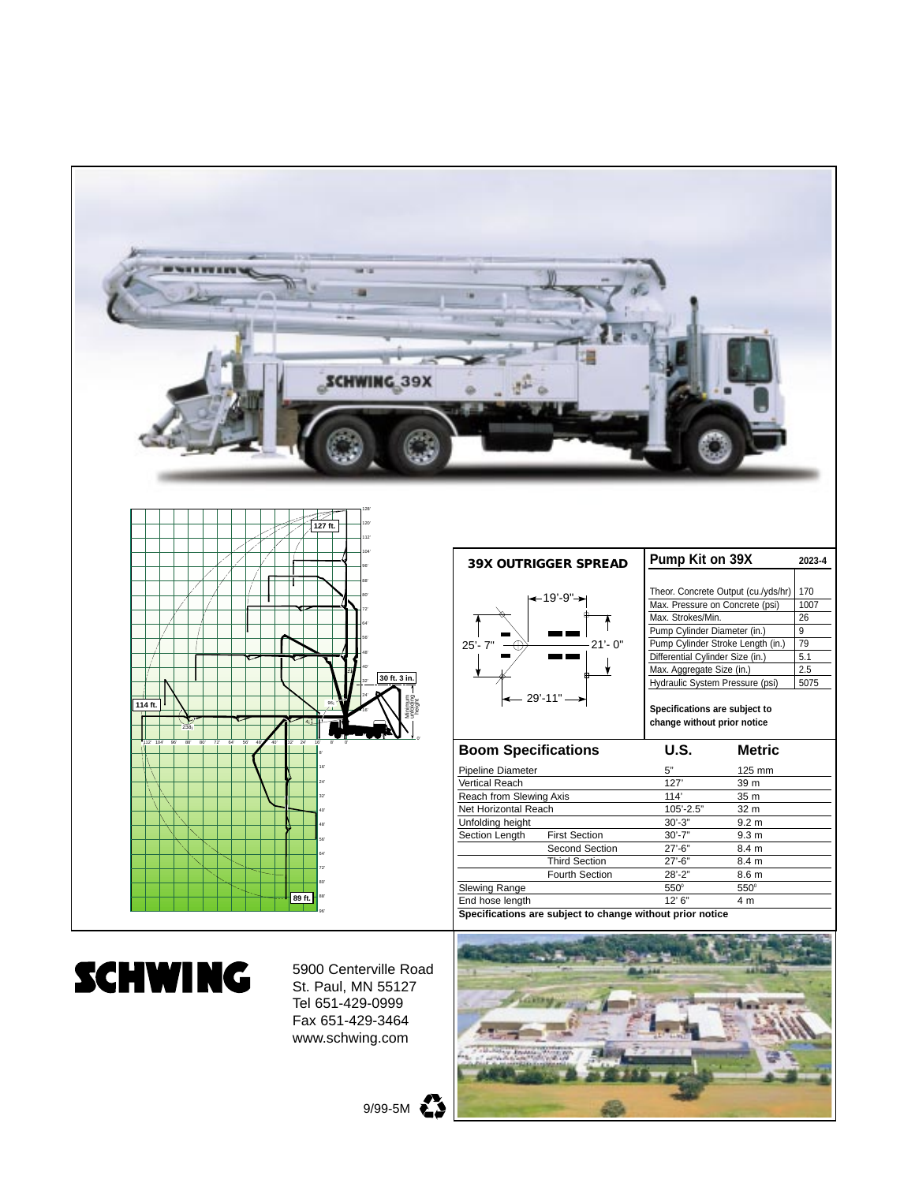127 ft.

30 ft. 3 in.

114 ft.

89 ft.

Minimum unfolding height

## 39X OUTRIGGER SPREAD

19'-9"

25'- 7"

21'- 0"

29'-11"

## Pump Kit on 39X

2023-4

| | |
|---|---|
| Theor. Concrete Output (cu./yds/hr) | 170 |
| Max. Pressure on Concrete (psi) | 1007 |
| Max. Strokes/Min. | 26 |
| Pump Cylinder Diameter (in.) | 9 |
| Pump Cylinder Stroke Length (in.) | 79 |
| Differential Cylinder Size (in.) | 5.1 |
| Max. Aggregate Size (in.) | 2.5 |
| Hydraulic System Pressure (psi) | 5075 |

**Specifications are subject to change without prior notice**

## Boom Specifications

| Boom Specifications | | U.S. | Metric |
|---|---|---|---|
| Pipeline Diameter | | 5" | 125 mm |
| Vertical Reach | | 127' | 39 m |
| Reach from Slewing Axis | | 114' | 35 m |
| Net Horizontal Reach | | 105'-2.5" | 32 m |
| Unfolding height | | 30'-3" | 9.2 m |
| Section Length | First Section | 30'-7" | 9.3 m |
| | Second Section | 27'-6" | 8.4 m |
| | Third Section | 27'-6" | 8.4 m |
| | Fourth Section | 28'-2" | 8.6 m |
| Slewing Range | | 550° | 550° |
| End hose length | | 12' 6" | 4 m |

**Specifications are subject to change without prior notice**

**SCHWING**

5900 Centerville Road
St. Paul, MN 55127
Tel 651-429-0999
Fax 651-429-3464
www.schwing.com

9/99-5M